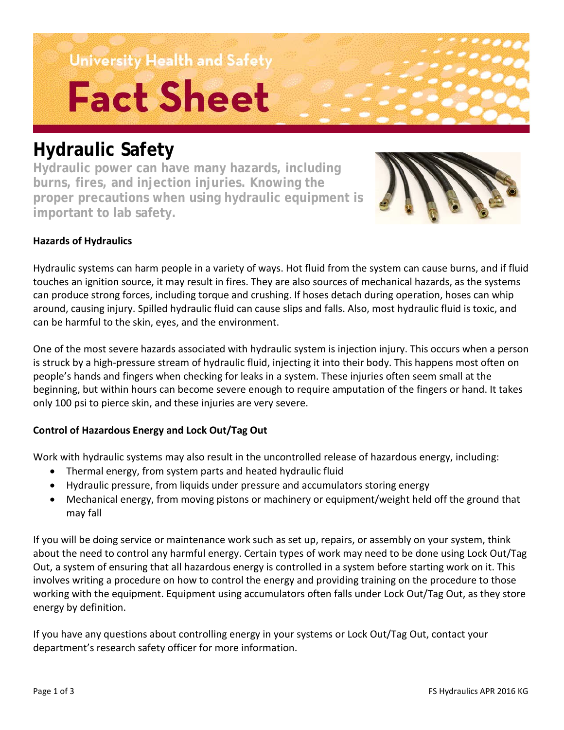University Health and Safety

# Fact Sheet

## Hydraulic Safety

**Hydraulic power can have many hazards, including burns, fires, and injection injuries. Knowing the proper precautions when using hydraulic equipment is important to lab safety.**

### Hazards of Hydraulics

Hydraulic systems can harm people in a variety of ways. Hot fluid from the system can cause burns, and if fluid touches an ignition source, it may result in fires. They are also sources of mechanical hazards, as the systems can produce strong forces, including torque and crushing. If hoses detach during operation, hoses can whip around, causing injury. Spilled hydraulic fluid can cause slips and falls. Also, most hydraulic fluid is toxic, and can be harmful to the skin, eyes, and the environment.

One of the most severe hazards associated with hydraulic system is injection injury. This occurs when a person is struck by a high-pressure stream of hydraulic fluid, injecting it into their body. This happens most often on people's hands and fingers when checking for leaks in a system. These injuries often seem small at the beginning, but within hours can become severe enough to require amputation of the fingers or hand. It takes only 100 psi to pierce skin, and these injuries are very severe.

### Control of Hazardous Energy and Lock Out/Tag Out

Work with hydraulic systems may also result in the uncontrolled release of hazardous energy, including:

- Thermal energy, from system parts and heated hydraulic fluid
- Hydraulic pressure, from liquids under pressure and accumulators storing energy
- Mechanical energy, from moving pistons or machinery or equipment/weight held off the ground that may fall

If you will be doing service or maintenance work such as set up, repairs, or assembly on your system, think about the need to control any harmful energy. Certain types of work may need to be done using Lock Out/Tag Out, a system of ensuring that all hazardous energy is controlled in a system before starting work on it. This involves writing a procedure on how to control the energy and providing training on the procedure to those working with the equipment. Equipment using accumulators often falls under Lock Out/Tag Out, as they store energy by definition.

If you have any questions about controlling energy in your systems or Lock Out/Tag Out, contact your department's research safety officer for more information.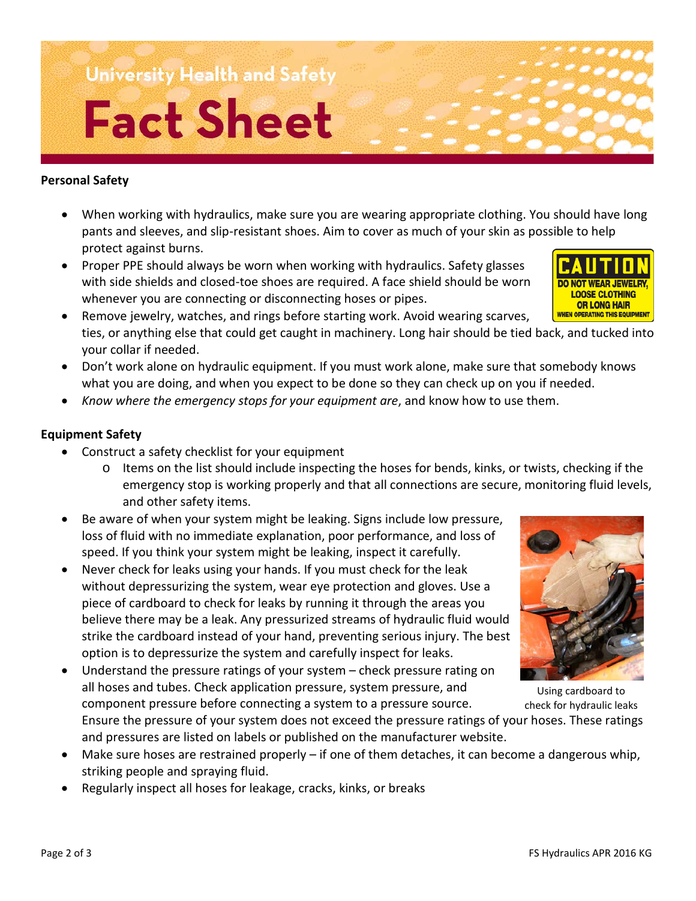## Personal Safety

- When working with hydraulics, make sure you are wearing appropriate clothing. You should have long pants and sleeves, and slip-resistant shoes. Aim to cover as much of your skin as possible to help protect against burns.
- Proper PPE should always be worn when working with hydraulics. Safety glasses with side shields and closed-toe shoes are required. A face shield should be worn whenever you are connecting or disconnecting hoses or pipes.
- Remove jewelry, watches, and rings before starting work. Avoid wearing scarves, ties, or anything else that could get caught in machinery. Long hair should be tied back, and tucked into your collar if needed.
- Don't work alone on hydraulic equipment. If you must work alone, make sure that somebody knows what you are doing, and when you expect to be done so they can check up on you if needed.
- *Know where the emergency stops for your equipment are*, and know how to use them.

## Equipment Safety

- Construct a safety checklist for your equipment
  - Items on the list should include inspecting the hoses for bends, kinks, or twists, checking if the emergency stop is working properly and that all connections are secure, monitoring fluid levels, and other safety items.
- Be aware of when your system might be leaking. Signs include low pressure, loss of fluid with no immediate explanation, poor performance, and loss of speed. If you think your system might be leaking, inspect it carefully.
- Never check for leaks using your hands. If you must check for the leak without depressurizing the system, wear eye protection and gloves. Use a piece of cardboard to check for leaks by running it through the areas you believe there may be a leak. Any pressurized streams of hydraulic fluid would strike the cardboard instead of your hand, preventing serious injury. The best option is to depressurize the system and carefully inspect for leaks.
- Understand the pressure ratings of your system – check pressure rating on all hoses and tubes. Check application pressure, system pressure, and component pressure before connecting a system to a pressure source. Ensure the pressure of your system does not exceed the pressure ratings of your hoses. These ratings and pressures are listed on labels or published on the manufacturer website.
- Make sure hoses are restrained properly – if one of them detaches, it can become a dangerous whip, striking people and spraying fluid.
- Regularly inspect all hoses for leakage, cracks, kinks, or breaks

Using cardboard to check for hydraulic leaks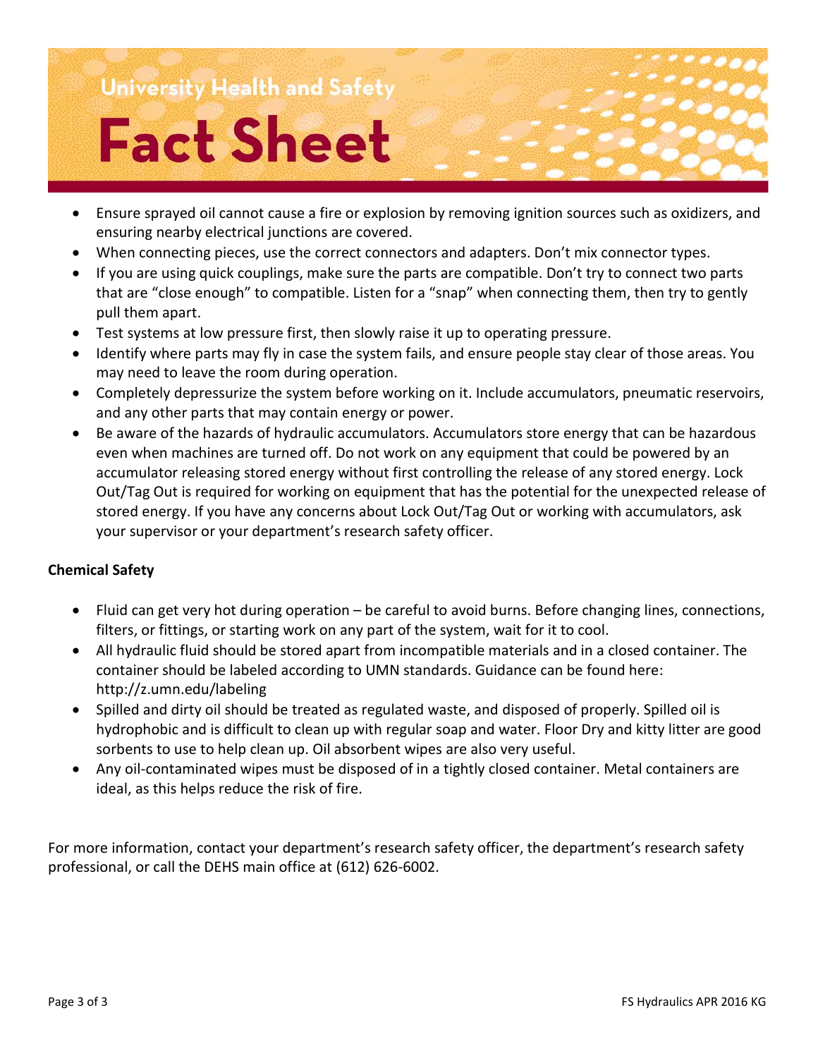- Ensure sprayed oil cannot cause a fire or explosion by removing ignition sources such as oxidizers, and ensuring nearby electrical junctions are covered.
- When connecting pieces, use the correct connectors and adapters. Don't mix connector types.
- If you are using quick couplings, make sure the parts are compatible. Don't try to connect two parts that are "close enough" to compatible. Listen for a "snap" when connecting them, then try to gently pull them apart.
- Test systems at low pressure first, then slowly raise it up to operating pressure.
- Identify where parts may fly in case the system fails, and ensure people stay clear of those areas. You may need to leave the room during operation.
- Completely depressurize the system before working on it. Include accumulators, pneumatic reservoirs, and any other parts that may contain energy or power.
- Be aware of the hazards of hydraulic accumulators. Accumulators store energy that can be hazardous even when machines are turned off. Do not work on any equipment that could be powered by an accumulator releasing stored energy without first controlling the release of any stored energy. Lock Out/Tag Out is required for working on equipment that has the potential for the unexpected release of stored energy. If you have any concerns about Lock Out/Tag Out or working with accumulators, ask your supervisor or your department's research safety officer.

**Chemical Safety**

- Fluid can get very hot during operation – be careful to avoid burns. Before changing lines, connections, filters, or fittings, or starting work on any part of the system, wait for it to cool.
- All hydraulic fluid should be stored apart from incompatible materials and in a closed container. The container should be labeled according to UMN standards. Guidance can be found here: http://z.umn.edu/labeling
- Spilled and dirty oil should be treated as regulated waste, and disposed of properly. Spilled oil is hydrophobic and is difficult to clean up with regular soap and water. Floor Dry and kitty litter are good sorbents to use to help clean up. Oil absorbent wipes are also very useful.
- Any oil-contaminated wipes must be disposed of in a tightly closed container. Metal containers are ideal, as this helps reduce the risk of fire.

For more information, contact your department's research safety officer, the department's research safety professional, or call the DEHS main office at (612) 626-6002.